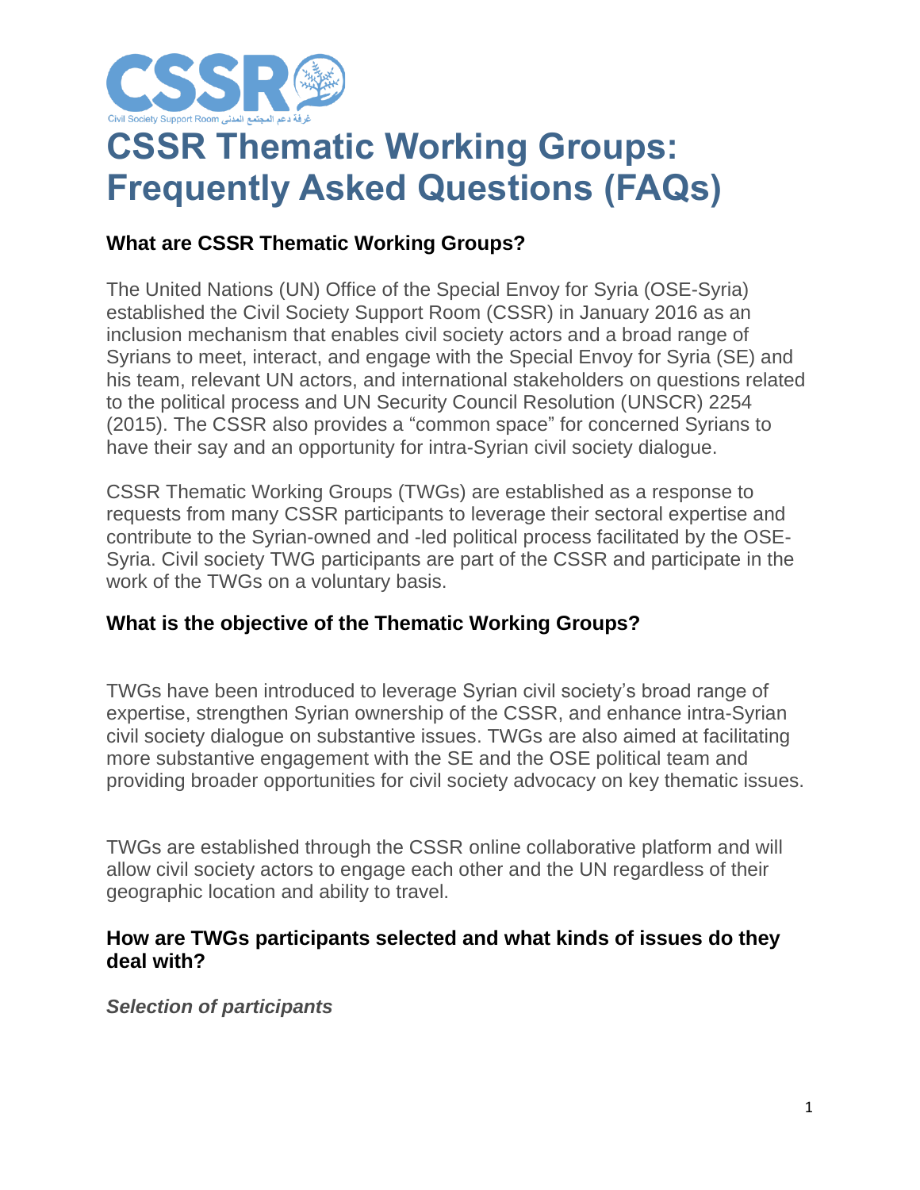# CSSR Thematic Working Groups: Frequently Asked Questions (FAQs)

## What are CSSR Thematic Working Groups?

The United Nations (UN) Office of the Special Envoy for Syria (OSE-Syria) established the Civil Society Support Room (CSSR) in January 2016 as an inclusion mechanism that enables civil society actors and a broad range of Syrians to meet, interact, and engage with the Special Envoy for Syria (SE) and his team, relevant UN actors, and international stakeholders on questions related to the political process and UN Security Council Resolution (UNSCR) 2254 (2015). The CSSR also provides a "common space" for concerned Syrians to have their say and an opportunity for intra-Syrian civil society dialogue.

CSSR Thematic Working Groups (TWGs) are established as a response to requests from many CSSR participants to leverage their sectoral expertise and contribute to the Syrian-owned and -led political process facilitated by the OSE-Syria. Civil society TWG participants are part of the CSSR and participate in the work of the TWGs on a voluntary basis.

## What is the objective of the Thematic Working Groups?

TWGs have been introduced to leverage Syrian civil society's broad range of expertise, strengthen Syrian ownership of the CSSR, and enhance intra-Syrian civil society dialogue on substantive issues. TWGs are also aimed at facilitating more substantive engagement with the SE and the OSE political team and providing broader opportunities for civil society advocacy on key thematic issues.

TWGs are established through the CSSR online collaborative platform and will allow civil society actors to engage each other and the UN regardless of their geographic location and ability to travel.

## How are TWGs participants selected and what kinds of issues do they deal with?

### *Selection of participants*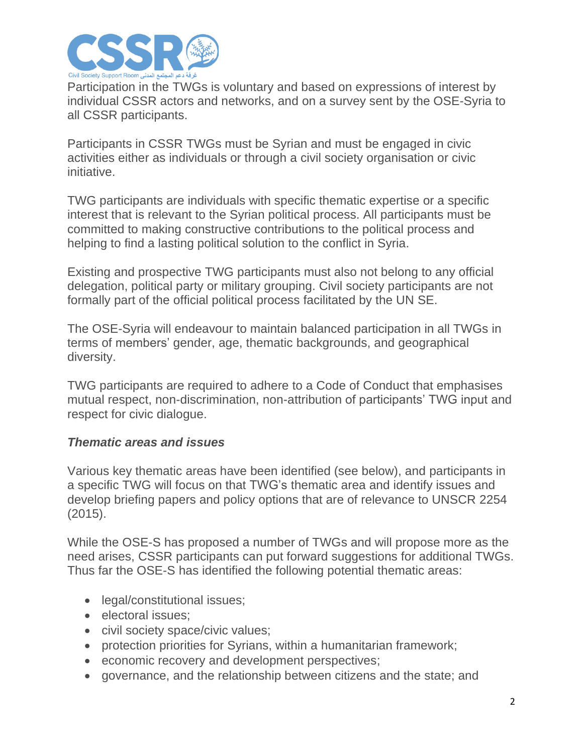Participation in the TWGs is voluntary and based on expressions of interest by individual CSSR actors and networks, and on a survey sent by the OSE-Syria to all CSSR participants.

Participants in CSSR TWGs must be Syrian and must be engaged in civic activities either as individuals or through a civil society organisation or civic initiative.

TWG participants are individuals with specific thematic expertise or a specific interest that is relevant to the Syrian political process. All participants must be committed to making constructive contributions to the political process and helping to find a lasting political solution to the conflict in Syria.

Existing and prospective TWG participants must also not belong to any official delegation, political party or military grouping. Civil society participants are not formally part of the official political process facilitated by the UN SE.

The OSE-Syria will endeavour to maintain balanced participation in all TWGs in terms of members' gender, age, thematic backgrounds, and geographical diversity.

TWG participants are required to adhere to a Code of Conduct that emphasises mutual respect, non-discrimination, non-attribution of participants' TWG input and respect for civic dialogue.

***Thematic areas and issues***

Various key thematic areas have been identified (see below), and participants in a specific TWG will focus on that TWG's thematic area and identify issues and develop briefing papers and policy options that are of relevance to UNSCR 2254 (2015).

While the OSE-S has proposed a number of TWGs and will propose more as the need arises, CSSR participants can put forward suggestions for additional TWGs. Thus far the OSE-S has identified the following potential thematic areas:

- legal/constitutional issues;
- electoral issues;
- civil society space/civic values;
- protection priorities for Syrians, within a humanitarian framework;
- economic recovery and development perspectives;
- governance, and the relationship between citizens and the state; and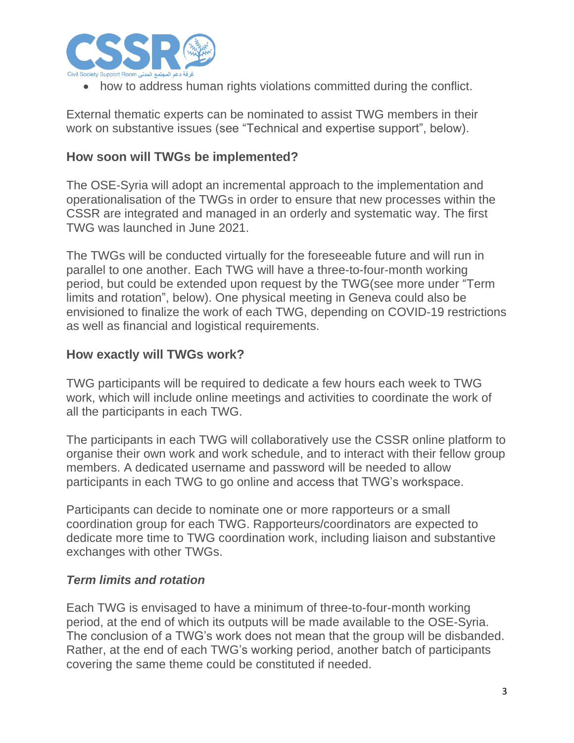- how to address human rights violations committed during the conflict.

External thematic experts can be nominated to assist TWG members in their work on substantive issues (see "Technical and expertise support", below).

### How soon will TWGs be implemented?

The OSE-Syria will adopt an incremental approach to the implementation and operationalisation of the TWGs in order to ensure that new processes within the CSSR are integrated and managed in an orderly and systematic way. The first TWG was launched in June 2021.

The TWGs will be conducted virtually for the foreseeable future and will run in parallel to one another. Each TWG will have a three-to-four-month working period, but could be extended upon request by the TWG(see more under "Term limits and rotation", below). One physical meeting in Geneva could also be envisioned to finalize the work of each TWG, depending on COVID-19 restrictions as well as financial and logistical requirements.

### How exactly will TWGs work?

TWG participants will be required to dedicate a few hours each week to TWG work, which will include online meetings and activities to coordinate the work of all the participants in each TWG.

The participants in each TWG will collaboratively use the CSSR online platform to organise their own work and work schedule, and to interact with their fellow group members. A dedicated username and password will be needed to allow participants in each TWG to go online and access that TWG's workspace.

Participants can decide to nominate one or more rapporteurs or a small coordination group for each TWG. Rapporteurs/coordinators are expected to dedicate more time to TWG coordination work, including liaison and substantive exchanges with other TWGs.

#### *Term limits and rotation*

Each TWG is envisaged to have a minimum of three-to-four-month working period, at the end of which its outputs will be made available to the OSE-Syria. The conclusion of a TWG's work does not mean that the group will be disbanded. Rather, at the end of each TWG's working period, another batch of participants covering the same theme could be constituted if needed.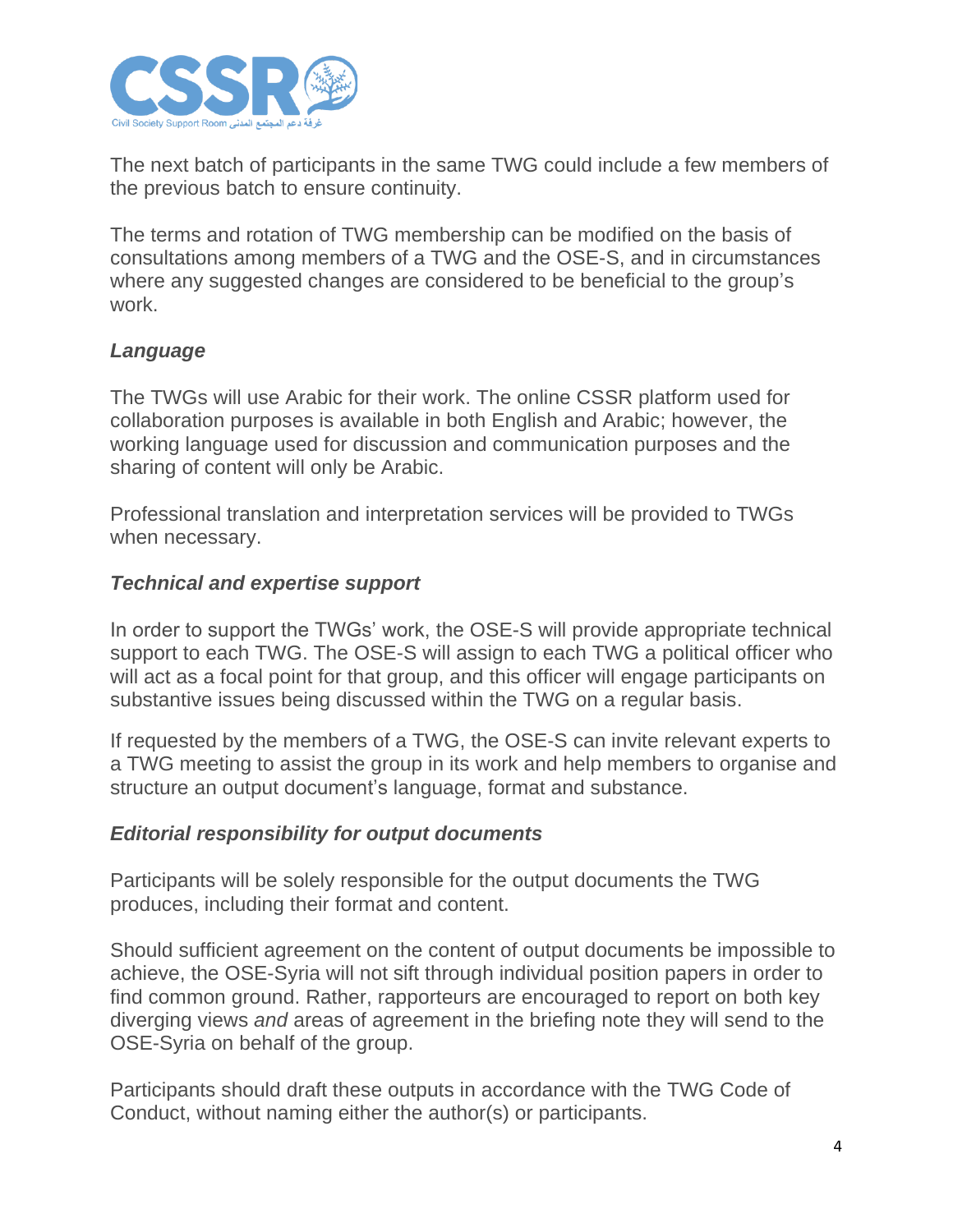The next batch of participants in the same TWG could include a few members of the previous batch to ensure continuity.

The terms and rotation of TWG membership can be modified on the basis of consultations among members of a TWG and the OSE-S, and in circumstances where any suggested changes are considered to be beneficial to the group's work.

### *Language*

The TWGs will use Arabic for their work. The online CSSR platform used for collaboration purposes is available in both English and Arabic; however, the working language used for discussion and communication purposes and the sharing of content will only be Arabic.

Professional translation and interpretation services will be provided to TWGs when necessary.

### *Technical and expertise support*

In order to support the TWGs' work, the OSE-S will provide appropriate technical support to each TWG. The OSE-S will assign to each TWG a political officer who will act as a focal point for that group, and this officer will engage participants on substantive issues being discussed within the TWG on a regular basis.

If requested by the members of a TWG, the OSE-S can invite relevant experts to a TWG meeting to assist the group in its work and help members to organise and structure an output document's language, format and substance.

### *Editorial responsibility for output documents*

Participants will be solely responsible for the output documents the TWG produces, including their format and content.

Should sufficient agreement on the content of output documents be impossible to achieve, the OSE-Syria will not sift through individual position papers in order to find common ground. Rather, rapporteurs are encouraged to report on both key diverging views *and* areas of agreement in the briefing note they will send to the OSE-Syria on behalf of the group.

Participants should draft these outputs in accordance with the TWG Code of Conduct, without naming either the author(s) or participants.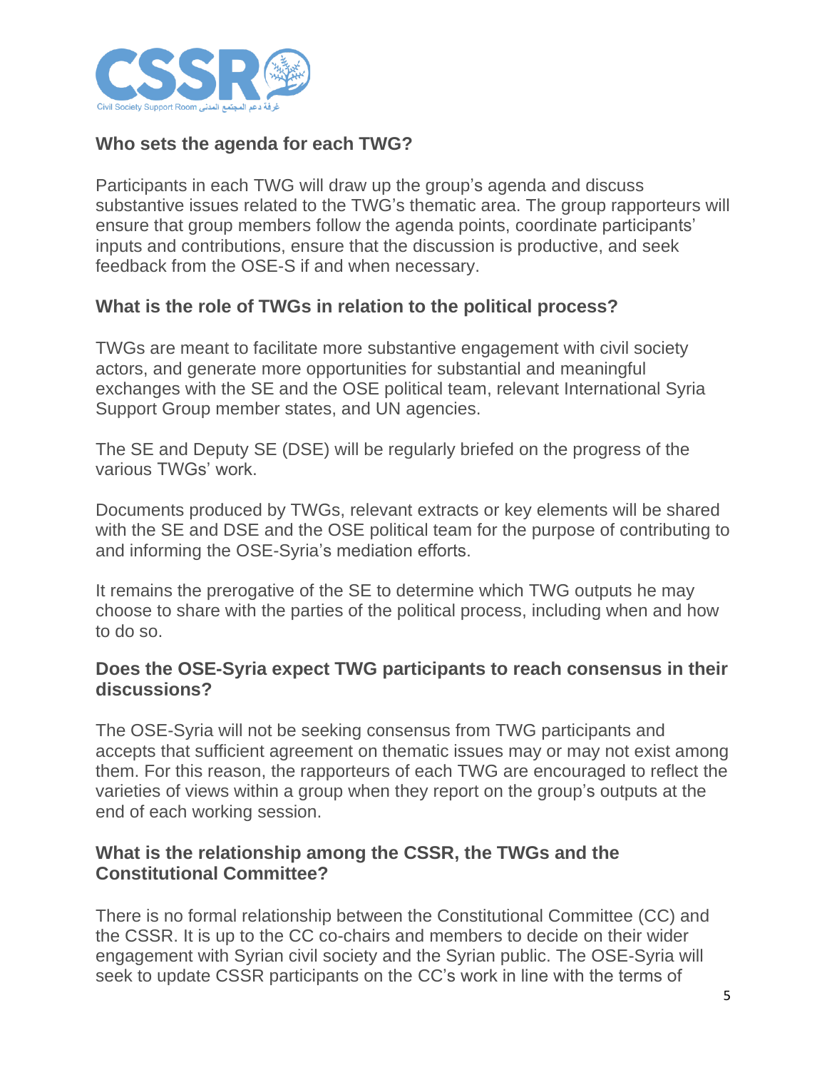### Who sets the agenda for each TWG?

Participants in each TWG will draw up the group's agenda and discuss substantive issues related to the TWG's thematic area. The group rapporteurs will ensure that group members follow the agenda points, coordinate participants' inputs and contributions, ensure that the discussion is productive, and seek feedback from the OSE-S if and when necessary.

### What is the role of TWGs in relation to the political process?

TWGs are meant to facilitate more substantive engagement with civil society actors, and generate more opportunities for substantial and meaningful exchanges with the SE and the OSE political team, relevant International Syria Support Group member states, and UN agencies.

The SE and Deputy SE (DSE) will be regularly briefed on the progress of the various TWGs' work.

Documents produced by TWGs, relevant extracts or key elements will be shared with the SE and DSE and the OSE political team for the purpose of contributing to and informing the OSE-Syria's mediation efforts.

It remains the prerogative of the SE to determine which TWG outputs he may choose to share with the parties of the political process, including when and how to do so.

### Does the OSE-Syria expect TWG participants to reach consensus in their discussions?

The OSE-Syria will not be seeking consensus from TWG participants and accepts that sufficient agreement on thematic issues may or may not exist among them. For this reason, the rapporteurs of each TWG are encouraged to reflect the varieties of views within a group when they report on the group's outputs at the end of each working session.

### What is the relationship among the CSSR, the TWGs and the Constitutional Committee?

There is no formal relationship between the Constitutional Committee (CC) and the CSSR. It is up to the CC co-chairs and members to decide on their wider engagement with Syrian civil society and the Syrian public. The OSE-Syria will seek to update CSSR participants on the CC's work in line with the terms of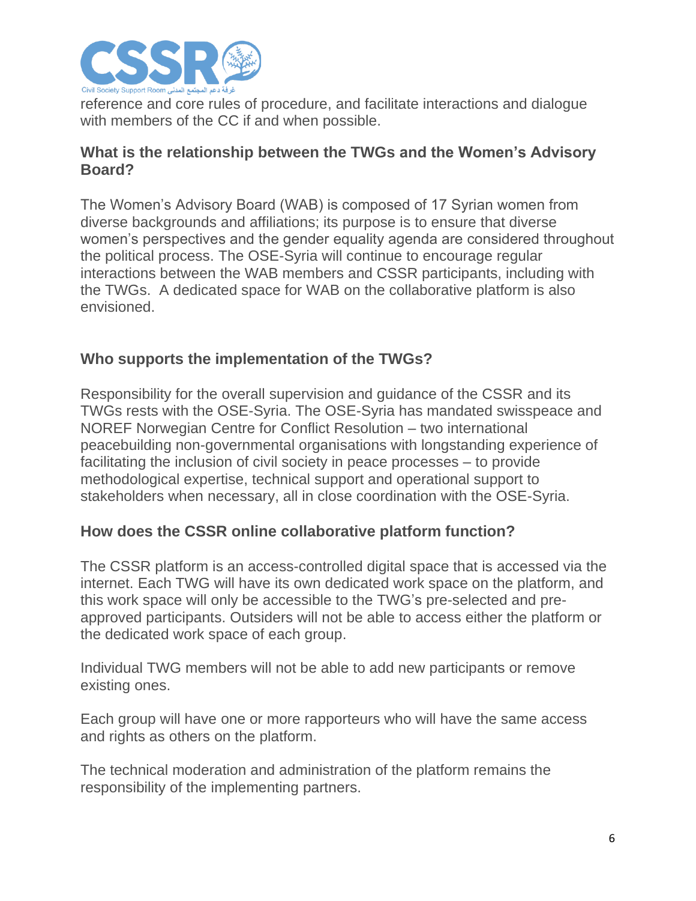reference and core rules of procedure, and facilitate interactions and dialogue with members of the CC if and when possible.

### What is the relationship between the TWGs and the Women's Advisory Board?

The Women's Advisory Board (WAB) is composed of 17 Syrian women from diverse backgrounds and affiliations; its purpose is to ensure that diverse women's perspectives and the gender equality agenda are considered throughout the political process. The OSE-Syria will continue to encourage regular interactions between the WAB members and CSSR participants, including with the TWGs. A dedicated space for WAB on the collaborative platform is also envisioned.

### Who supports the implementation of the TWGs?

Responsibility for the overall supervision and guidance of the CSSR and its TWGs rests with the OSE-Syria. The OSE-Syria has mandated swisspeace and NOREF Norwegian Centre for Conflict Resolution – two international peacebuilding non-governmental organisations with longstanding experience of facilitating the inclusion of civil society in peace processes – to provide methodological expertise, technical support and operational support to stakeholders when necessary, all in close coordination with the OSE-Syria.

### How does the CSSR online collaborative platform function?

The CSSR platform is an access-controlled digital space that is accessed via the internet. Each TWG will have its own dedicated work space on the platform, and this work space will only be accessible to the TWG's pre-selected and pre-approved participants. Outsiders will not be able to access either the platform or the dedicated work space of each group.

Individual TWG members will not be able to add new participants or remove existing ones.

Each group will have one or more rapporteurs who will have the same access and rights as others on the platform.

The technical moderation and administration of the platform remains the responsibility of the implementing partners.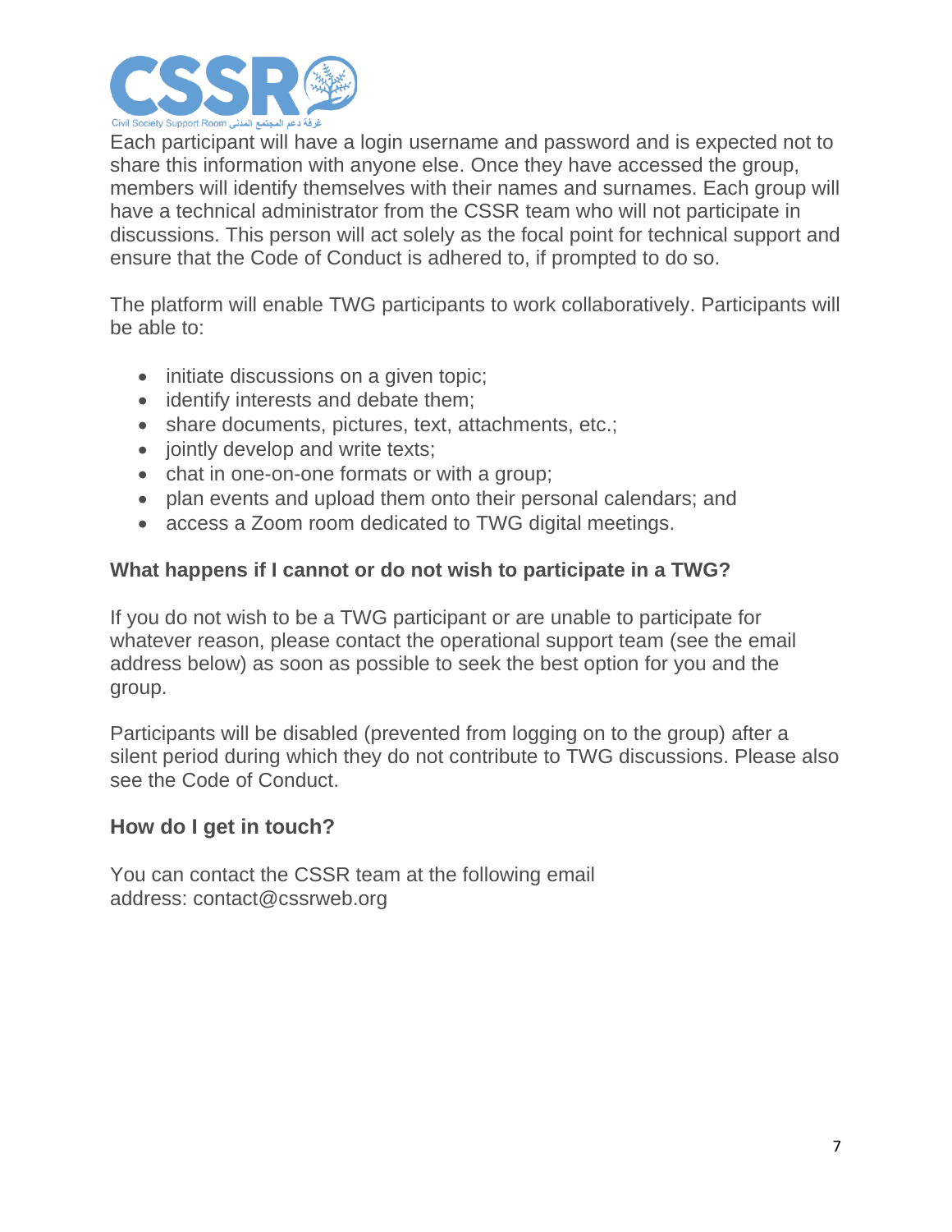Each participant will have a login username and password and is expected not to share this information with anyone else. Once they have accessed the group, members will identify themselves with their names and surnames. Each group will have a technical administrator from the CSSR team who will not participate in discussions. This person will act solely as the focal point for technical support and ensure that the Code of Conduct is adhered to, if prompted to do so.

The platform will enable TWG participants to work collaboratively. Participants will be able to:

- initiate discussions on a given topic;
- identify interests and debate them;
- share documents, pictures, text, attachments, etc.;
- jointly develop and write texts;
- chat in one-on-one formats or with a group;
- plan events and upload them onto their personal calendars; and
- access a Zoom room dedicated to TWG digital meetings.

### What happens if I cannot or do not wish to participate in a TWG?

If you do not wish to be a TWG participant or are unable to participate for whatever reason, please contact the operational support team (see the email address below) as soon as possible to seek the best option for you and the group.

Participants will be disabled (prevented from logging on to the group) after a silent period during which they do not contribute to TWG discussions. Please also see the Code of Conduct.

### How do I get in touch?

You can contact the CSSR team at the following email address: contact@cssrweb.org